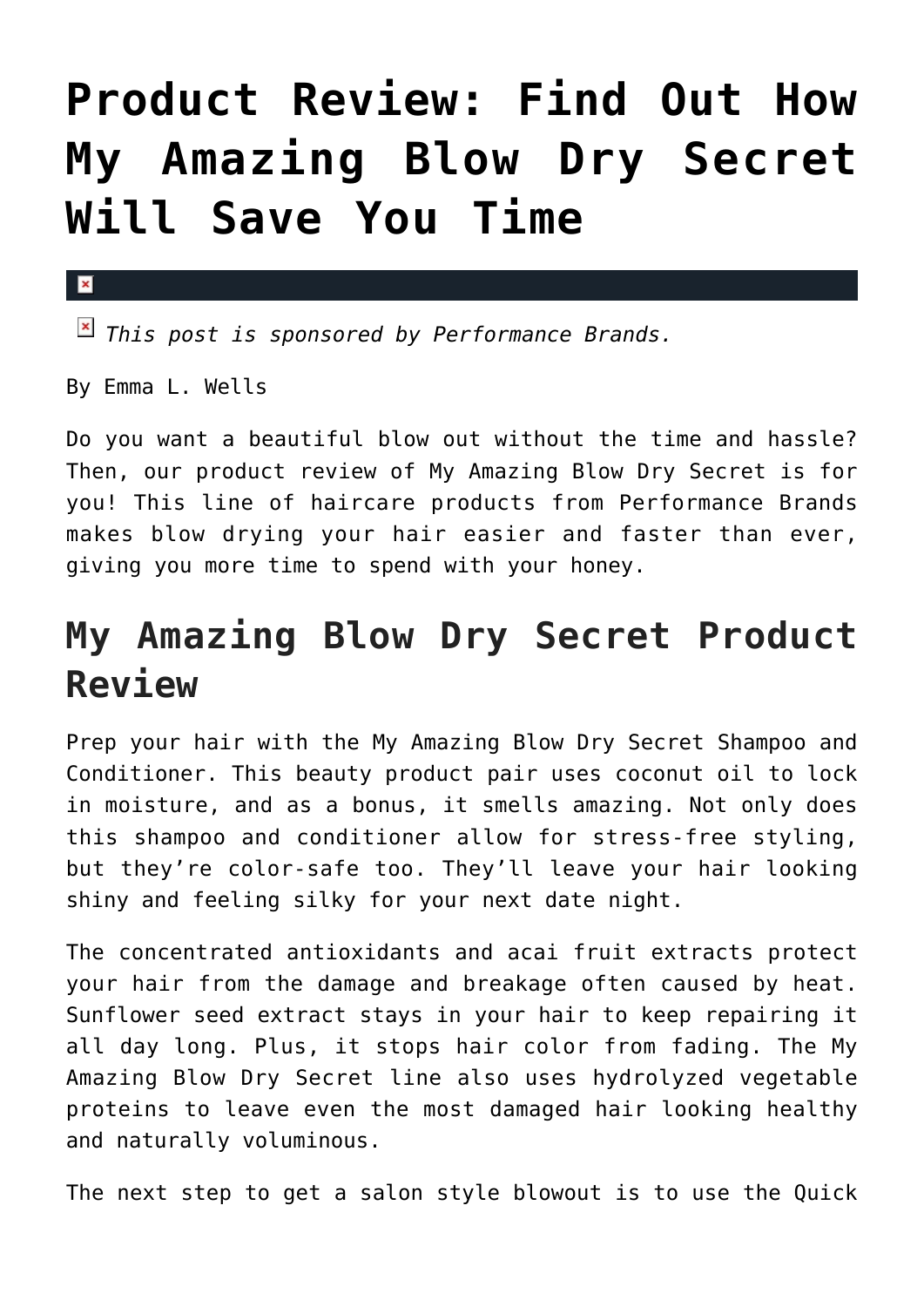# Product Review: Find Out How My Amazing Blow Dry Secret Will Save You Time

*This post is sponsored by Performance Brands.*

By Emma L. Wells

Do you want a beautiful blow out without the time and hassle? Then, our product review of My Amazing Blow Dry Secret is for you! This line of haircare products from Performance Brands makes blow drying your hair easier and faster than ever, giving you more time to spend with your honey.

## My Amazing Blow Dry Secret Product Review

Prep your hair with the My Amazing Blow Dry Secret Shampoo and Conditioner. This beauty product pair uses coconut oil to lock in moisture, and as a bonus, it smells amazing. Not only does this shampoo and conditioner allow for stress-free styling, but they're color-safe too. They'll leave your hair looking shiny and feeling silky for your next date night.

The concentrated antioxidants and acai fruit extracts protect your hair from the damage and breakage often caused by heat. Sunflower seed extract stays in your hair to keep repairing it all day long. Plus, it stops hair color from fading. The My Amazing Blow Dry Secret line also uses hydrolyzed vegetable proteins to leave even the most damaged hair looking healthy and naturally voluminous.

The next step to get a salon style blowout is to use the Quick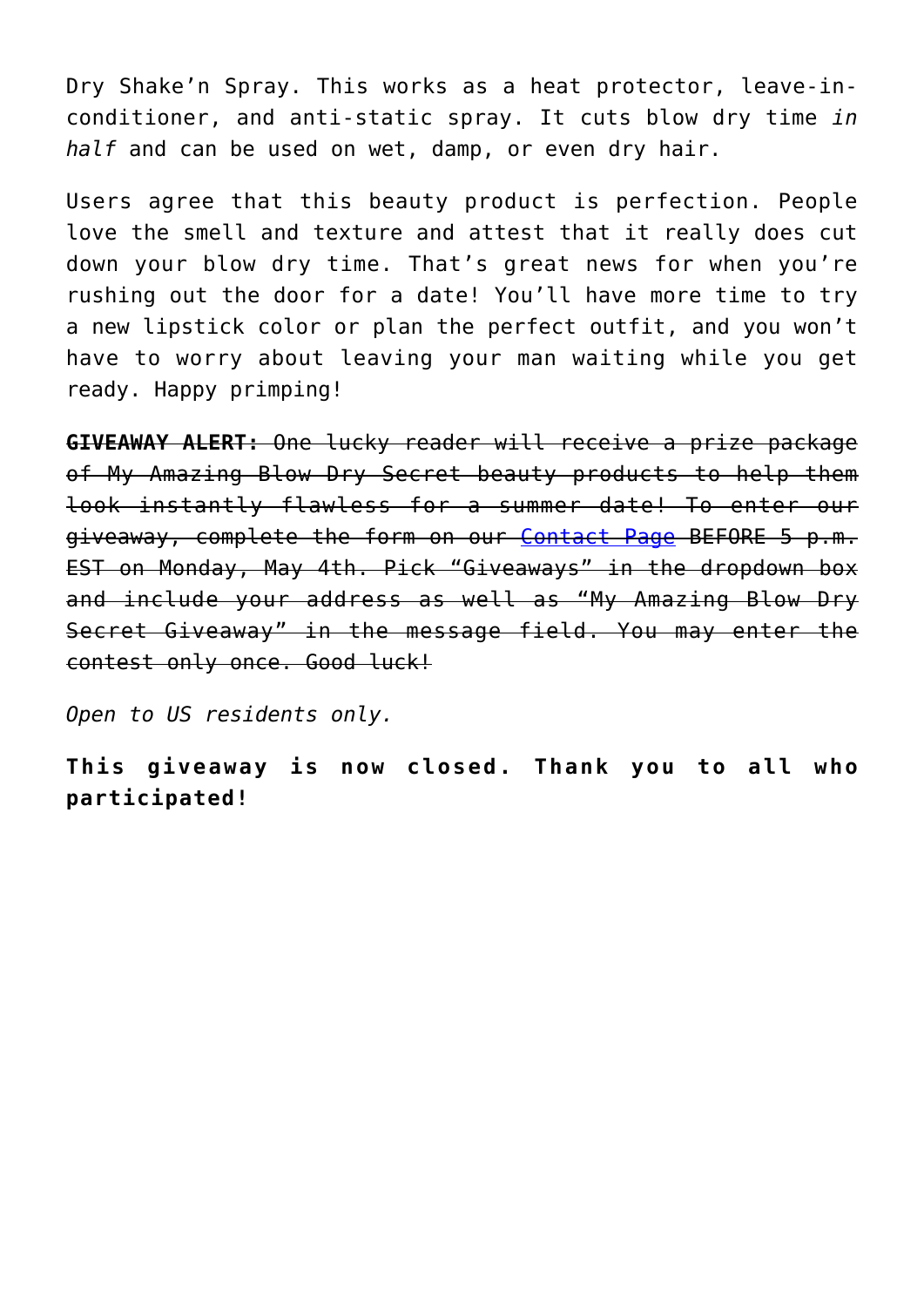Dry Shake'n Spray. This works as a heat protector, leave-in-conditioner, and anti-static spray. It cuts blow dry time *in half* and can be used on wet, damp, or even dry hair.

Users agree that this beauty product is perfection. People love the smell and texture and attest that it really does cut down your blow dry time. That's great news for when you're rushing out the door for a date! You'll have more time to try a new lipstick color or plan the perfect outfit, and you won't have to worry about leaving your man waiting while you get ready. Happy primping!

~~**GIVEAWAY ALERT:** One lucky reader will receive a prize package of My Amazing Blow Dry Secret beauty products to help them look instantly flawless for a summer date! To enter our giveaway, complete the form on our [Contact Page](Contact Page) BEFORE 5 p.m. EST on Monday, May 4th. Pick "Giveaways" in the dropdown box and include your address as well as "My Amazing Blow Dry Secret Giveaway" in the message field. You may enter the contest only once. Good luck!~~

*Open to US residents only.*

**This giveaway is now closed. Thank you to all who participated!**